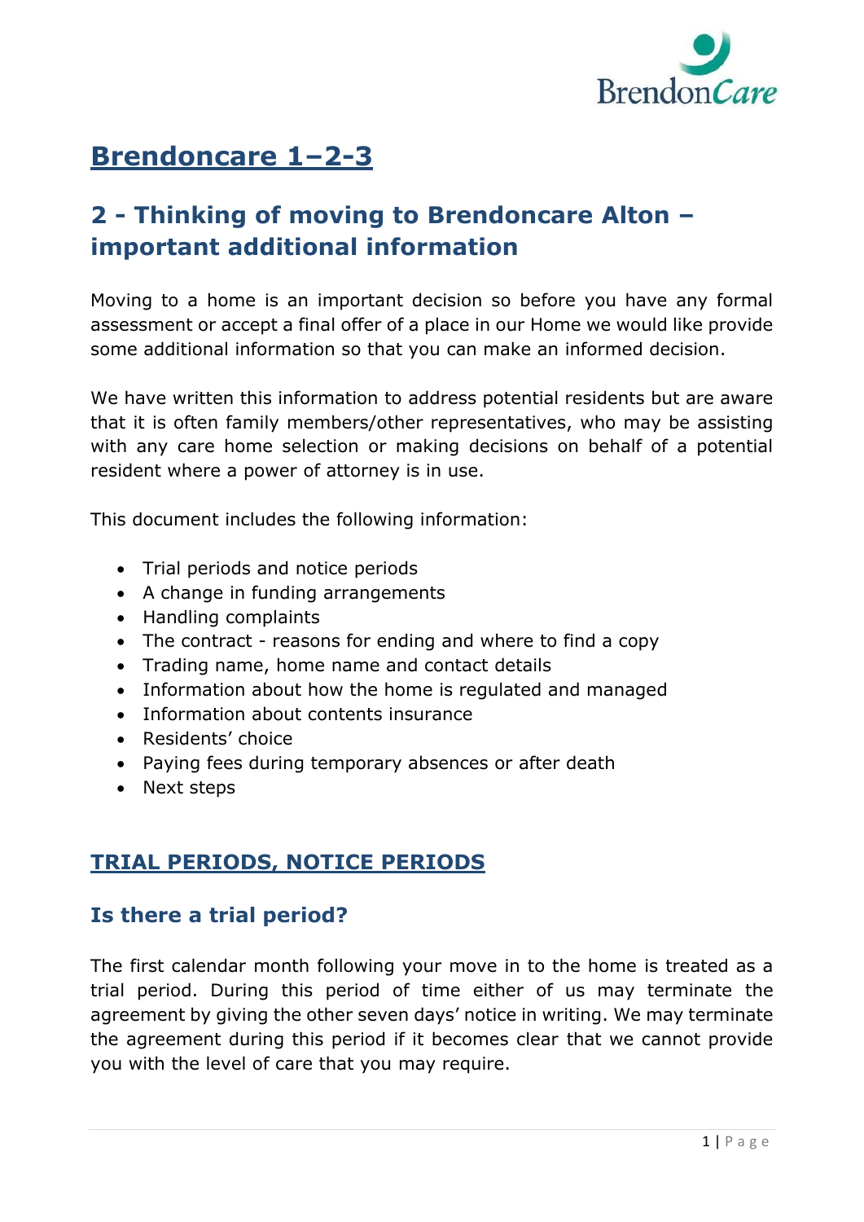# Brendoncare 1–2-3

## 2 - Thinking of moving to Brendoncare Alton – important additional information

Moving to a home is an important decision so before you have any formal assessment or accept a final offer of a place in our Home we would like provide some additional information so that you can make an informed decision.

We have written this information to address potential residents but are aware that it is often family members/other representatives, who may be assisting with any care home selection or making decisions on behalf of a potential resident where a power of attorney is in use.

This document includes the following information:

- Trial periods and notice periods
- A change in funding arrangements
- Handling complaints
- The contract - reasons for ending and where to find a copy
- Trading name, home name and contact details
- Information about how the home is regulated and managed
- Information about contents insurance
- Residents' choice
- Paying fees during temporary absences or after death
- Next steps

## TRIAL PERIODS, NOTICE PERIODS

### Is there a trial period?

The first calendar month following your move in to the home is treated as a trial period. During this period of time either of us may terminate the agreement by giving the other seven days' notice in writing. We may terminate the agreement during this period if it becomes clear that we cannot provide you with the level of care that you may require.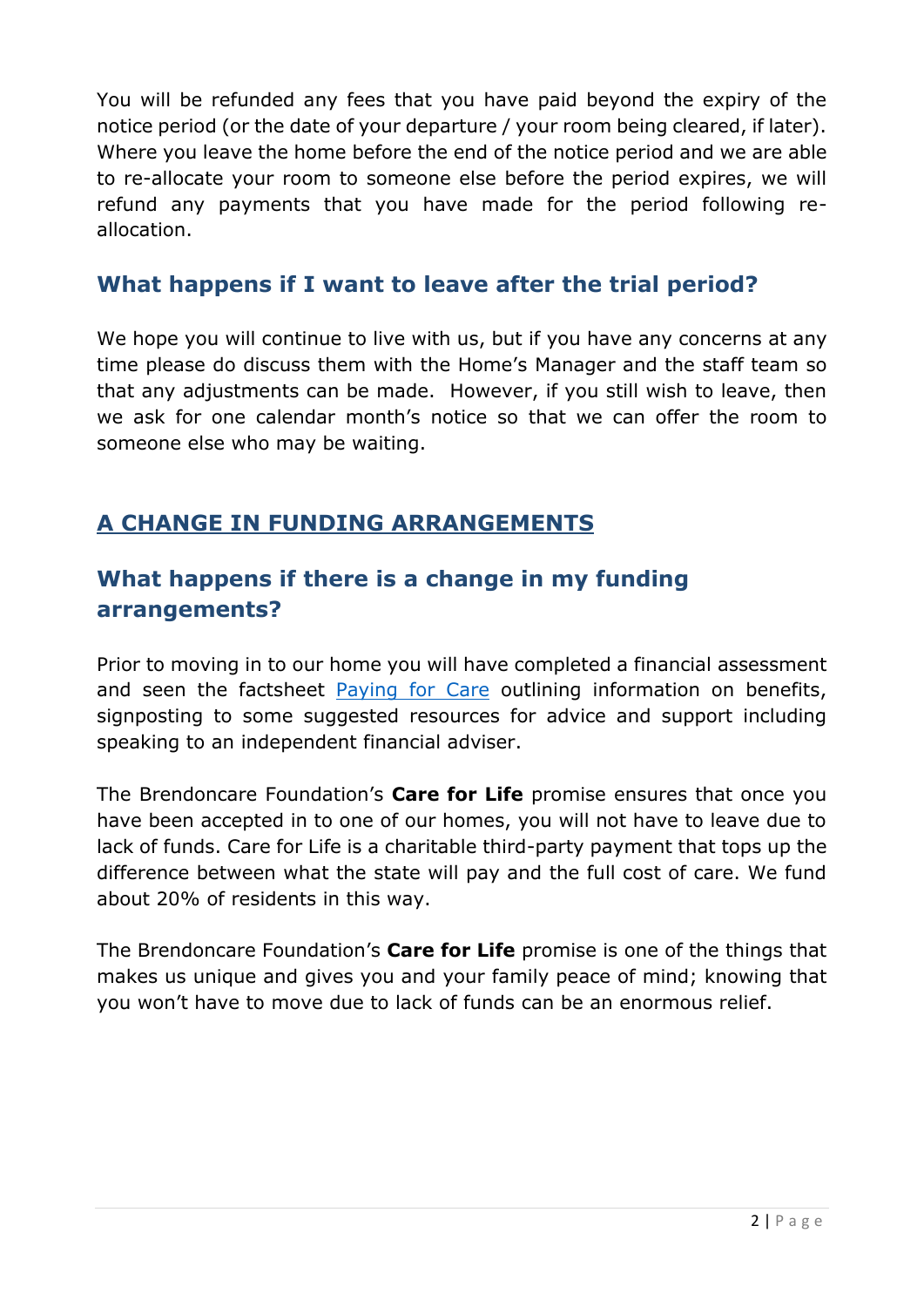You will be refunded any fees that you have paid beyond the expiry of the notice period (or the date of your departure / your room being cleared, if later). Where you leave the home before the end of the notice period and we are able to re-allocate your room to someone else before the period expires, we will refund any payments that you have made for the period following re-allocation.

## What happens if I want to leave after the trial period?

We hope you will continue to live with us, but if you have any concerns at any time please do discuss them with the Home's Manager and the staff team so that any adjustments can be made. However, if you still wish to leave, then we ask for one calendar month's notice so that we can offer the room to someone else who may be waiting.

# A CHANGE IN FUNDING ARRANGEMENTS

## What happens if there is a change in my funding arrangements?

Prior to moving in to our home you will have completed a financial assessment and seen the factsheet Paying for Care outlining information on benefits, signposting to some suggested resources for advice and support including speaking to an independent financial adviser.

The Brendoncare Foundation's **Care for Life** promise ensures that once you have been accepted in to one of our homes, you will not have to leave due to lack of funds. Care for Life is a charitable third-party payment that tops up the difference between what the state will pay and the full cost of care. We fund about 20% of residents in this way.

The Brendoncare Foundation's **Care for Life** promise is one of the things that makes us unique and gives you and your family peace of mind; knowing that you won't have to move due to lack of funds can be an enormous relief.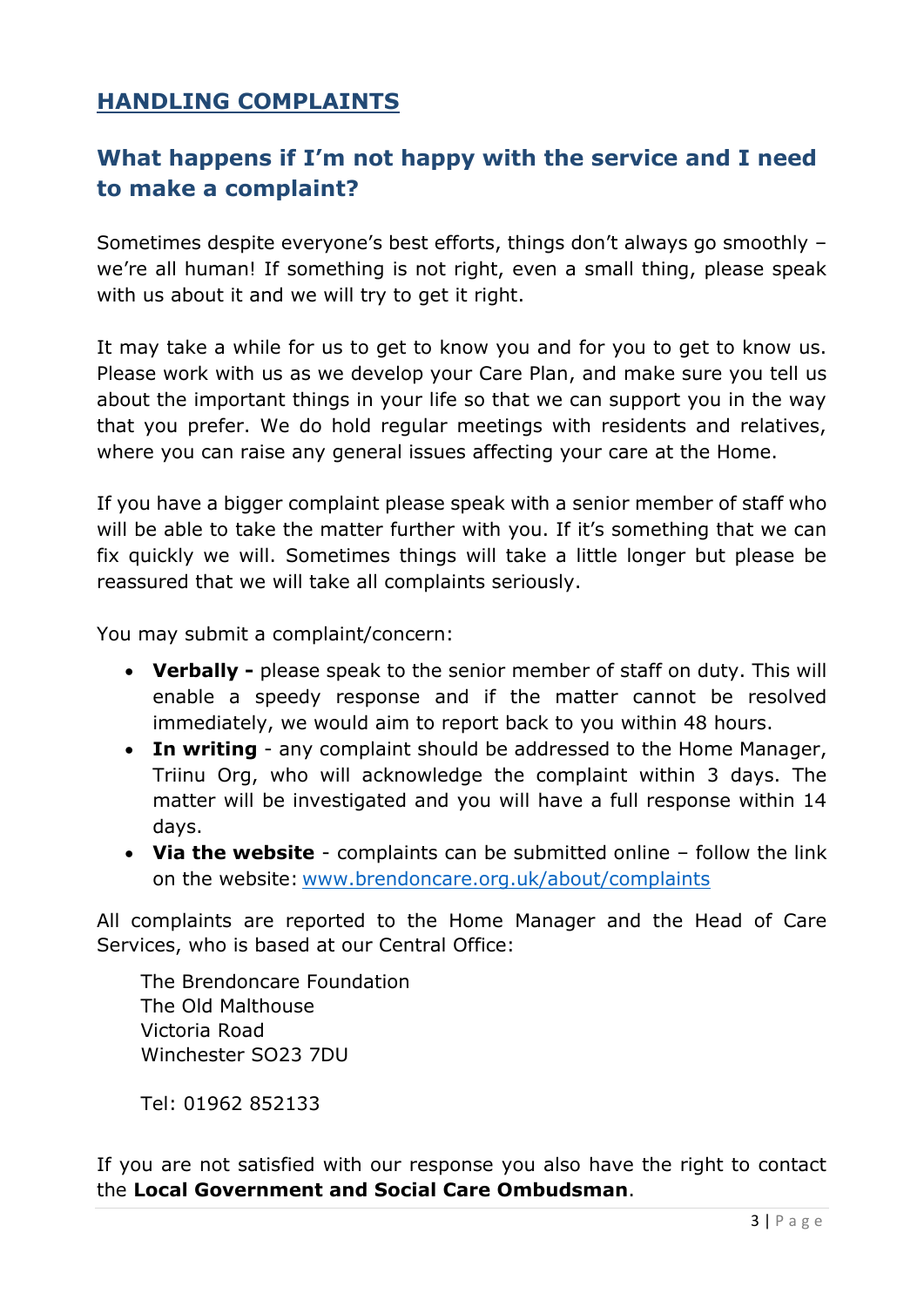## HANDLING COMPLAINTS

### What happens if I'm not happy with the service and I need to make a complaint?

Sometimes despite everyone's best efforts, things don't always go smoothly – we're all human! If something is not right, even a small thing, please speak with us about it and we will try to get it right.

It may take a while for us to get to know you and for you to get to know us. Please work with us as we develop your Care Plan, and make sure you tell us about the important things in your life so that we can support you in the way that you prefer. We do hold regular meetings with residents and relatives, where you can raise any general issues affecting your care at the Home.

If you have a bigger complaint please speak with a senior member of staff who will be able to take the matter further with you. If it's something that we can fix quickly we will. Sometimes things will take a little longer but please be reassured that we will take all complaints seriously.

You may submit a complaint/concern:

- **Verbally -** please speak to the senior member of staff on duty. This will enable a speedy response and if the matter cannot be resolved immediately, we would aim to report back to you within 48 hours.
- **In writing** - any complaint should be addressed to the Home Manager, Triinu Org, who will acknowledge the complaint within 3 days. The matter will be investigated and you will have a full response within 14 days.
- **Via the website** - complaints can be submitted online – follow the link on the website: [www.brendoncare.org.uk/about/complaints](www.brendoncare.org.uk/about/complaints)

All complaints are reported to the Home Manager and the Head of Care Services, who is based at our Central Office:

The Brendoncare Foundation
The Old Malthouse
Victoria Road
Winchester SO23 7DU

Tel: 01962 852133

If you are not satisfied with our response you also have the right to contact the **Local Government and Social Care Ombudsman**.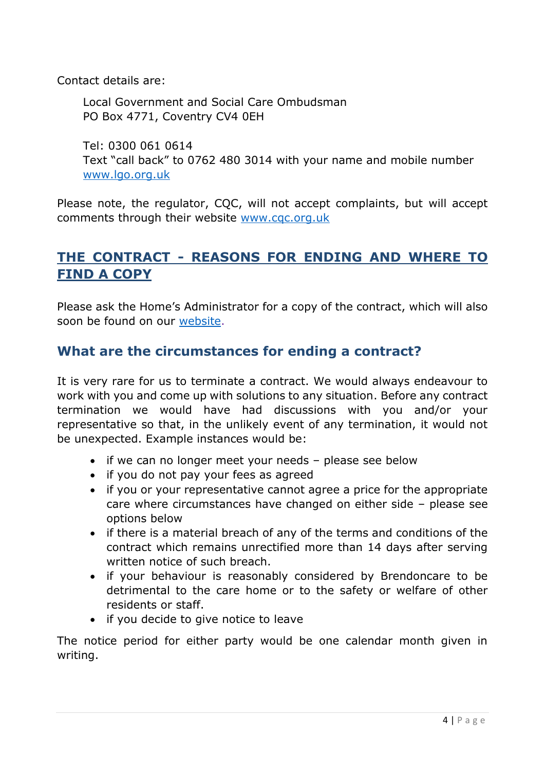Contact details are:

Local Government and Social Care Ombudsman
PO Box 4771, Coventry CV4 0EH

Tel: 0300 061 0614
Text "call back" to 0762 480 3014 with your name and mobile number
[www.lgo.org.uk](http://www.lgo.org.uk)

Please note, the regulator, CQC, will not accept complaints, but will accept comments through their website [www.cqc.org.uk](http://www.cqc.org.uk)

## THE CONTRACT - REASONS FOR ENDING AND WHERE TO FIND A COPY

Please ask the Home's Administrator for a copy of the contract, which will also soon be found on our website.

### What are the circumstances for ending a contract?

It is very rare for us to terminate a contract. We would always endeavour to work with you and come up with solutions to any situation. Before any contract termination we would have had discussions with you and/or your representative so that, in the unlikely event of any termination, it would not be unexpected. Example instances would be:

- if we can no longer meet your needs – please see below
- if you do not pay your fees as agreed
- if you or your representative cannot agree a price for the appropriate care where circumstances have changed on either side – please see options below
- if there is a material breach of any of the terms and conditions of the contract which remains unrectified more than 14 days after serving written notice of such breach.
- if your behaviour is reasonably considered by Brendoncare to be detrimental to the care home or to the safety or welfare of other residents or staff.
- if you decide to give notice to leave

The notice period for either party would be one calendar month given in writing.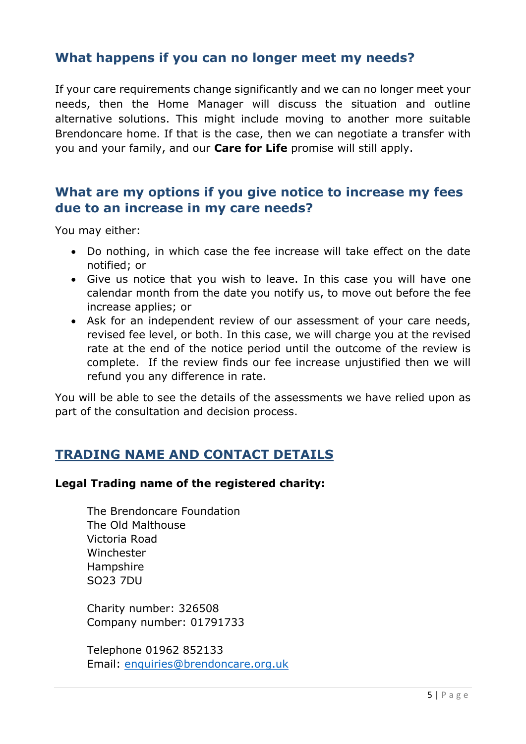## What happens if you can no longer meet my needs?

If your care requirements change significantly and we can no longer meet your needs, then the Home Manager will discuss the situation and outline alternative solutions. This might include moving to another more suitable Brendoncare home. If that is the case, then we can negotiate a transfer with you and your family, and our **Care for Life** promise will still apply.

## What are my options if you give notice to increase my fees due to an increase in my care needs?

You may either:

- Do nothing, in which case the fee increase will take effect on the date notified; or
- Give us notice that you wish to leave. In this case you will have one calendar month from the date you notify us, to move out before the fee increase applies; or
- Ask for an independent review of our assessment of your care needs, revised fee level, or both. In this case, we will charge you at the revised rate at the end of the notice period until the outcome of the review is complete. If the review finds our fee increase unjustified then we will refund you any difference in rate.

You will be able to see the details of the assessments we have relied upon as part of the consultation and decision process.

## TRADING NAME AND CONTACT DETAILS

**Legal Trading name of the registered charity:**

The Brendoncare Foundation
The Old Malthouse
Victoria Road
Winchester
Hampshire
SO23 7DU

Charity number: 326508
Company number: 01791733

Telephone 01962 852133
Email: enquiries@brendoncare.org.uk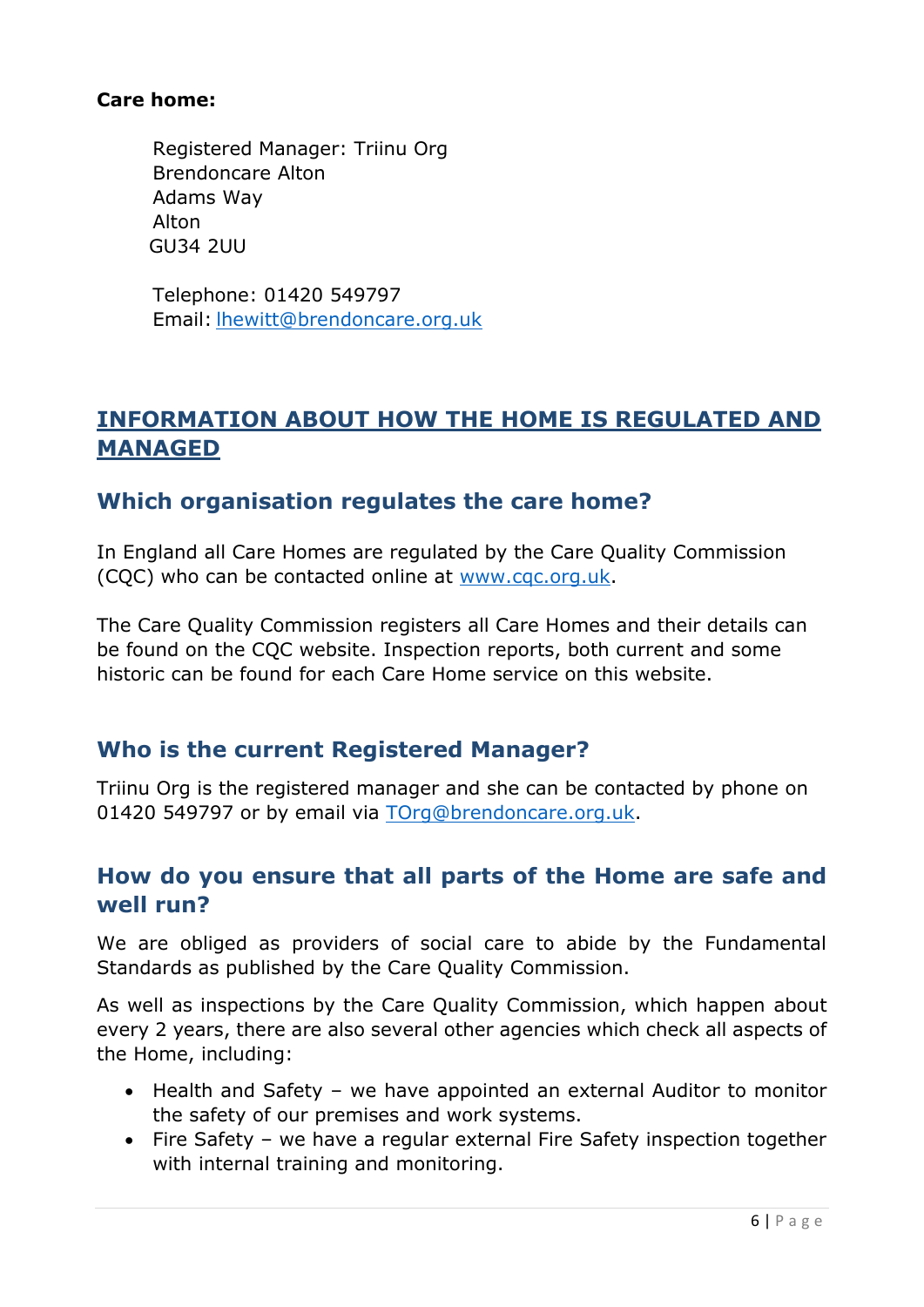**Care home:**

Registered Manager: Triinu Org
Brendoncare Alton
Adams Way
Alton
GU34 2UU

Telephone: 01420 549797
Email: lhewitt@brendoncare.org.uk

## INFORMATION ABOUT HOW THE HOME IS REGULATED AND MANAGED

### Which organisation regulates the care home?

In England all Care Homes are regulated by the Care Quality Commission (CQC) who can be contacted online at www.cqc.org.uk.

The Care Quality Commission registers all Care Homes and their details can be found on the CQC website. Inspection reports, both current and some historic can be found for each Care Home service on this website.

### Who is the current Registered Manager?

Triinu Org is the registered manager and she can be contacted by phone on 01420 549797 or by email via TOrg@brendoncare.org.uk.

### How do you ensure that all parts of the Home are safe and well run?

We are obliged as providers of social care to abide by the Fundamental Standards as published by the Care Quality Commission.

As well as inspections by the Care Quality Commission, which happen about every 2 years, there are also several other agencies which check all aspects of the Home, including:

- Health and Safety – we have appointed an external Auditor to monitor the safety of our premises and work systems.
- Fire Safety – we have a regular external Fire Safety inspection together with internal training and monitoring.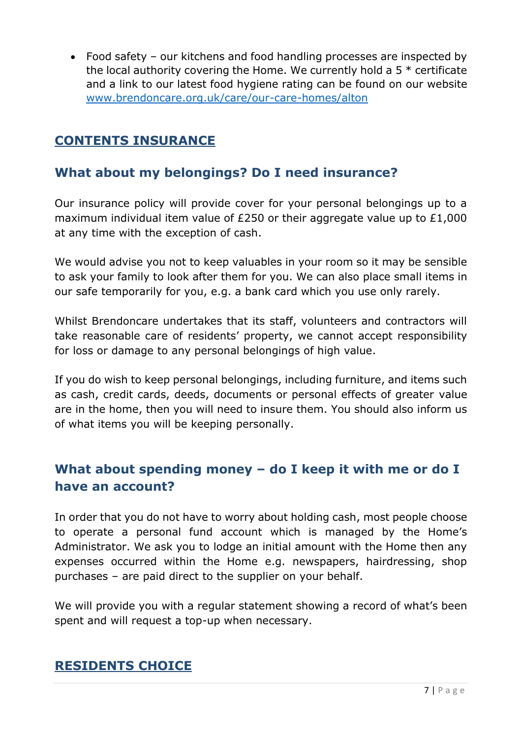- Food safety – our kitchens and food handling processes are inspected by the local authority covering the Home. We currently hold a 5 * certificate and a link to our latest food hygiene rating can be found on our website [www.brendoncare.org.uk/care/our-care-homes/alton](www.brendoncare.org.uk/care/our-care-homes/alton)

## CONTENTS INSURANCE

### What about my belongings? Do I need insurance?

Our insurance policy will provide cover for your personal belongings up to a maximum individual item value of £250 or their aggregate value up to £1,000 at any time with the exception of cash.

We would advise you not to keep valuables in your room so it may be sensible to ask your family to look after them for you. We can also place small items in our safe temporarily for you, e.g. a bank card which you use only rarely.

Whilst Brendoncare undertakes that its staff, volunteers and contractors will take reasonable care of residents' property, we cannot accept responsibility for loss or damage to any personal belongings of high value.

If you do wish to keep personal belongings, including furniture, and items such as cash, credit cards, deeds, documents or personal effects of greater value are in the home, then you will need to insure them. You should also inform us of what items you will be keeping personally.

### What about spending money – do I keep it with me or do I have an account?

In order that you do not have to worry about holding cash, most people choose to operate a personal fund account which is managed by the Home's Administrator. We ask you to lodge an initial amount with the Home then any expenses occurred within the Home e.g. newspapers, hairdressing, shop purchases – are paid direct to the supplier on your behalf.

We will provide you with a regular statement showing a record of what's been spent and will request a top-up when necessary.

## RESIDENTS CHOICE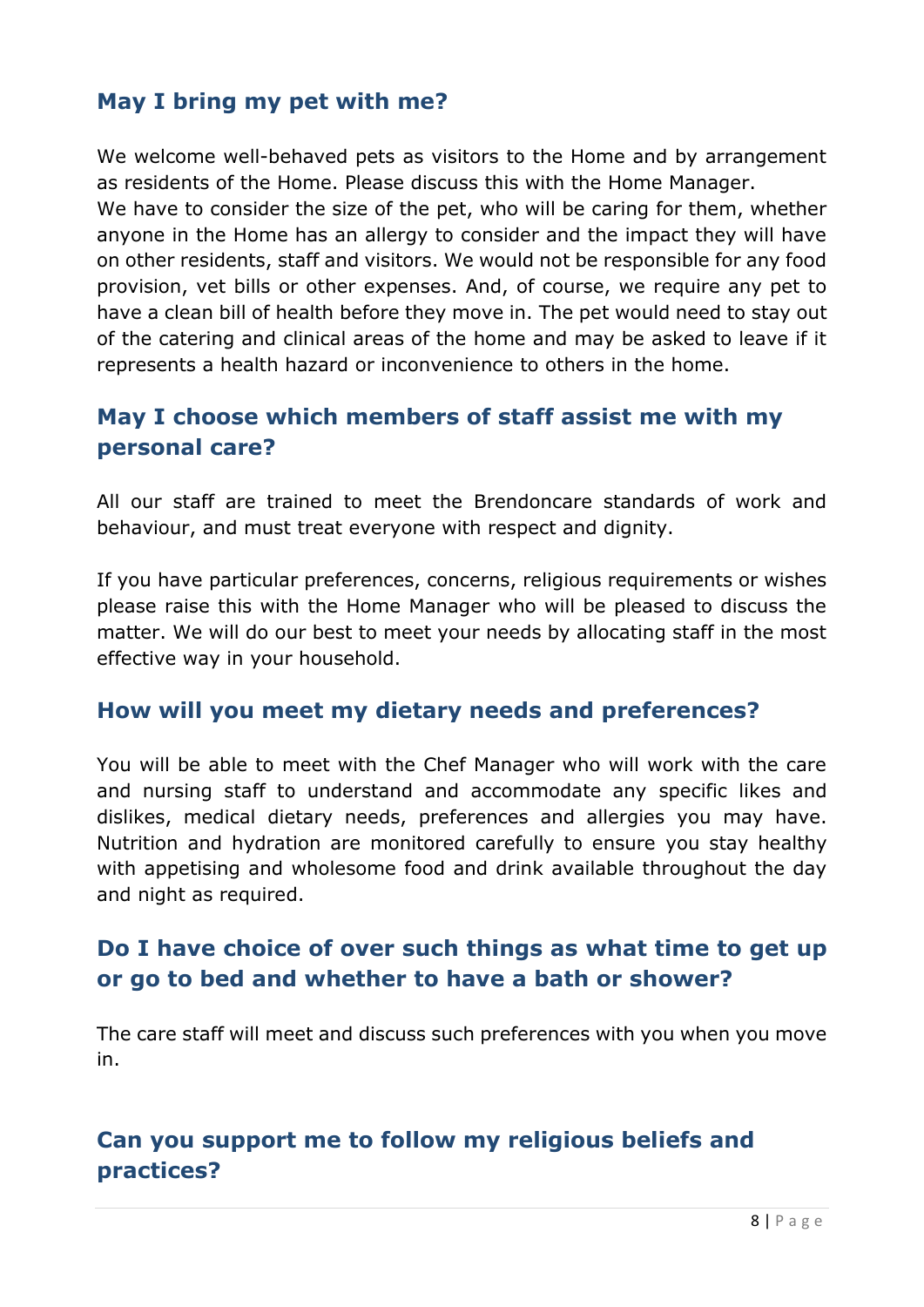## May I bring my pet with me?

We welcome well-behaved pets as visitors to the Home and by arrangement as residents of the Home. Please discuss this with the Home Manager. We have to consider the size of the pet, who will be caring for them, whether anyone in the Home has an allergy to consider and the impact they will have on other residents, staff and visitors. We would not be responsible for any food provision, vet bills or other expenses. And, of course, we require any pet to have a clean bill of health before they move in. The pet would need to stay out of the catering and clinical areas of the home and may be asked to leave if it represents a health hazard or inconvenience to others in the home.

## May I choose which members of staff assist me with my personal care?

All our staff are trained to meet the Brendoncare standards of work and behaviour, and must treat everyone with respect and dignity.

If you have particular preferences, concerns, religious requirements or wishes please raise this with the Home Manager who will be pleased to discuss the matter. We will do our best to meet your needs by allocating staff in the most effective way in your household.

## How will you meet my dietary needs and preferences?

You will be able to meet with the Chef Manager who will work with the care and nursing staff to understand and accommodate any specific likes and dislikes, medical dietary needs, preferences and allergies you may have. Nutrition and hydration are monitored carefully to ensure you stay healthy with appetising and wholesome food and drink available throughout the day and night as required.

## Do I have choice of over such things as what time to get up or go to bed and whether to have a bath or shower?

The care staff will meet and discuss such preferences with you when you move in.

## Can you support me to follow my religious beliefs and practices?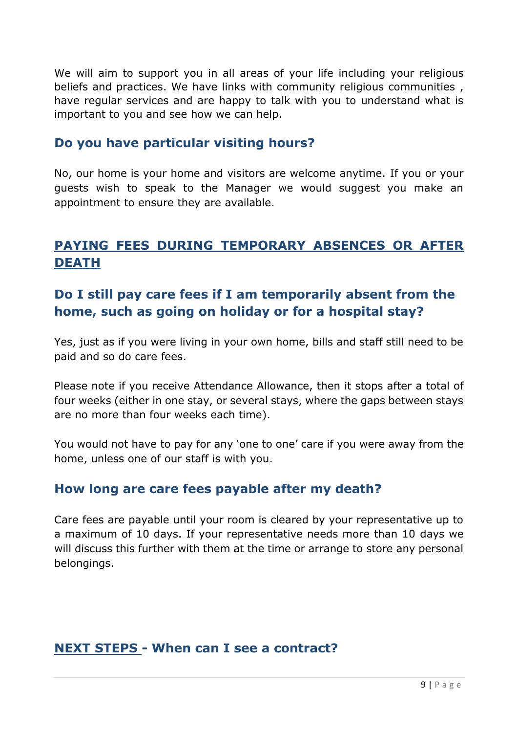We will aim to support you in all areas of your life including your religious beliefs and practices. We have links with community religious communities , have regular services and are happy to talk with you to understand what is important to you and see how we can help.

### Do you have particular visiting hours?

No, our home is your home and visitors are welcome anytime. If you or your guests wish to speak to the Manager we would suggest you make an appointment to ensure they are available.

## PAYING FEES DURING TEMPORARY ABSENCES OR AFTER DEATH

### Do I still pay care fees if I am temporarily absent from the home, such as going on holiday or for a hospital stay?

Yes, just as if you were living in your own home, bills and staff still need to be paid and so do care fees.

Please note if you receive Attendance Allowance, then it stops after a total of four weeks (either in one stay, or several stays, where the gaps between stays are no more than four weeks each time).

You would not have to pay for any 'one to one' care if you were away from the home, unless one of our staff is with you.

### How long are care fees payable after my death?

Care fees are payable until your room is cleared by your representative up to a maximum of 10 days. If your representative needs more than 10 days we will discuss this further with them at the time or arrange to store any personal belongings.

## NEXT STEPS - When can I see a contract?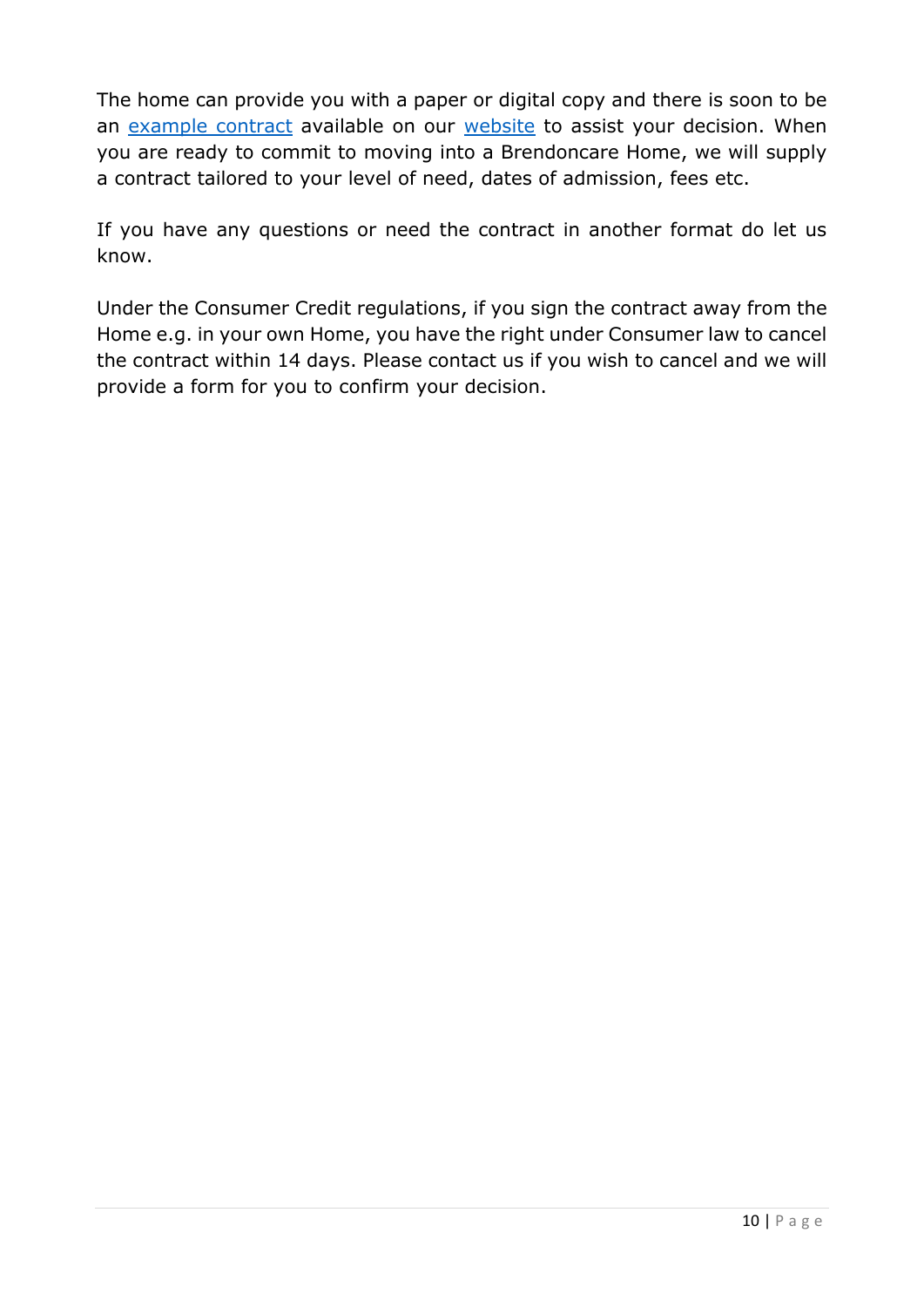The home can provide you with a paper or digital copy and there is soon to be an example contract available on our website to assist your decision. When you are ready to commit to moving into a Brendoncare Home, we will supply a contract tailored to your level of need, dates of admission, fees etc.

If you have any questions or need the contract in another format do let us know.

Under the Consumer Credit regulations, if you sign the contract away from the Home e.g. in your own Home, you have the right under Consumer law to cancel the contract within 14 days. Please contact us if you wish to cancel and we will provide a form for you to confirm your decision.